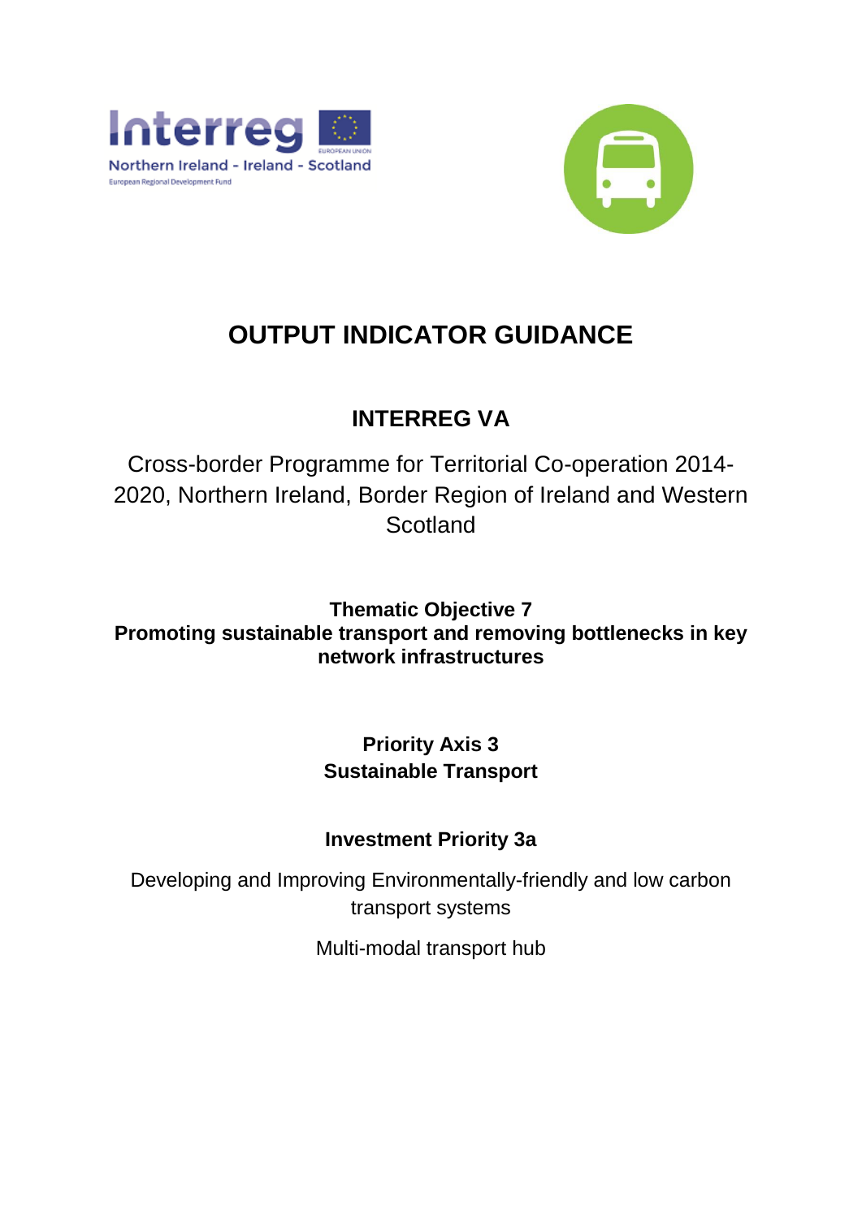# OUTPUT INDICATOR GUIDANCE

## INTERREG VA

Cross-border Programme for Territorial Co-operation 2014-2020, Northern Ireland, Border Region of Ireland and Western Scotland

**Thematic Objective 7**
**Promoting sustainable transport and removing bottlenecks in key network infrastructures**

**Priority Axis 3**
**Sustainable Transport**

**Investment Priority 3a**

Developing and Improving Environmentally-friendly and low carbon transport systems

Multi-modal transport hub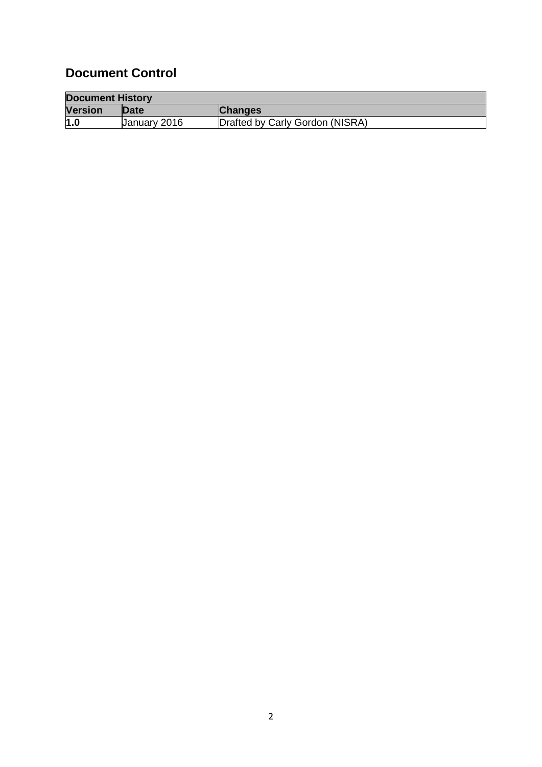## Document Control

| Document History | | |
|---|---|---|
| **Version** | **Date** | **Changes** |
| **1.0** | January 2016 | Drafted by Carly Gordon (NISRA) |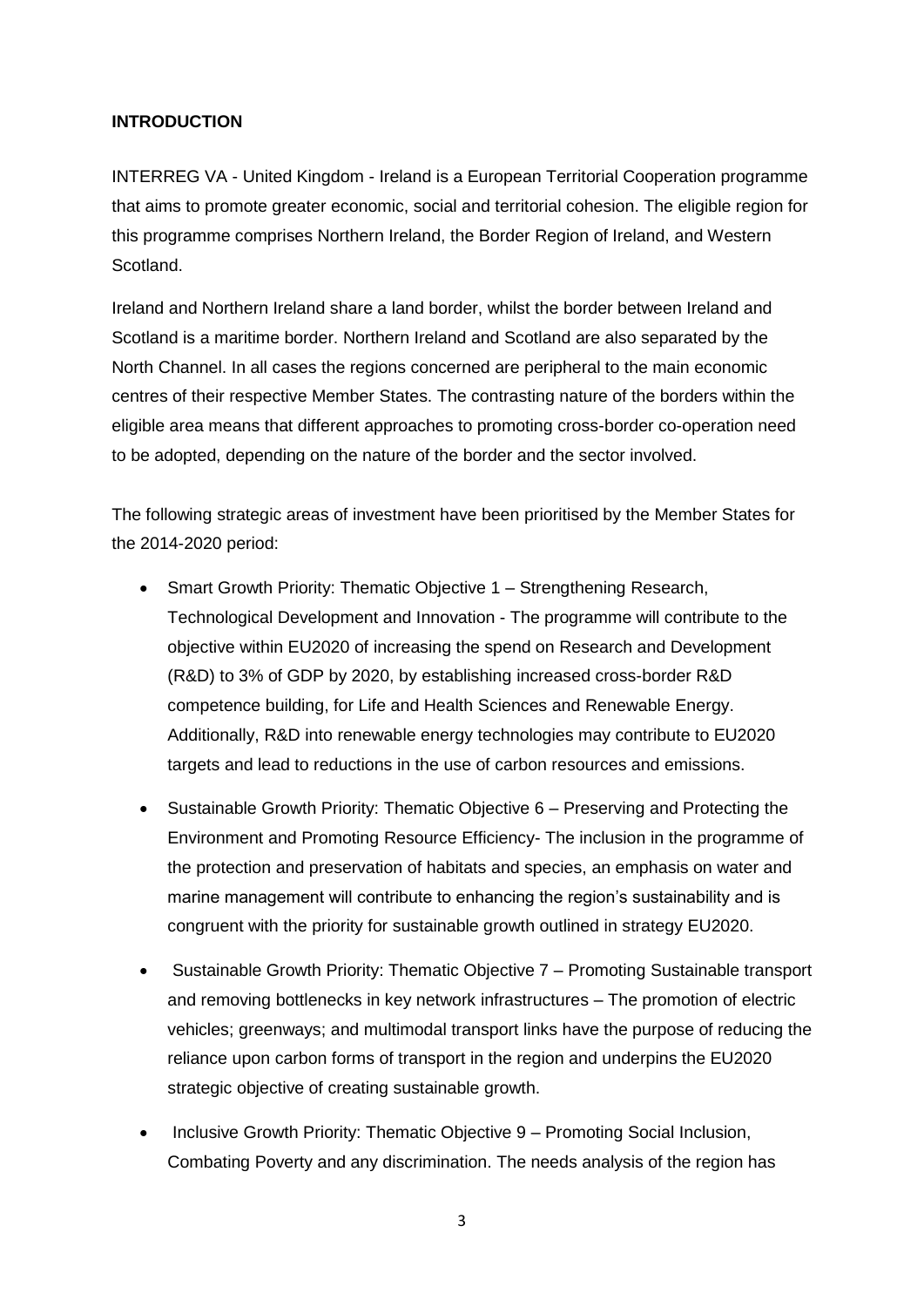**INTRODUCTION**

INTERREG VA - United Kingdom - Ireland is a European Territorial Cooperation programme that aims to promote greater economic, social and territorial cohesion. The eligible region for this programme comprises Northern Ireland, the Border Region of Ireland, and Western Scotland.

Ireland and Northern Ireland share a land border, whilst the border between Ireland and Scotland is a maritime border. Northern Ireland and Scotland are also separated by the North Channel. In all cases the regions concerned are peripheral to the main economic centres of their respective Member States. The contrasting nature of the borders within the eligible area means that different approaches to promoting cross-border co-operation need to be adopted, depending on the nature of the border and the sector involved.

The following strategic areas of investment have been prioritised by the Member States for the 2014-2020 period:

- Smart Growth Priority: Thematic Objective 1 – Strengthening Research, Technological Development and Innovation - The programme will contribute to the objective within EU2020 of increasing the spend on Research and Development (R&D) to 3% of GDP by 2020, by establishing increased cross-border R&D competence building, for Life and Health Sciences and Renewable Energy. Additionally, R&D into renewable energy technologies may contribute to EU2020 targets and lead to reductions in the use of carbon resources and emissions.
- Sustainable Growth Priority: Thematic Objective 6 – Preserving and Protecting the Environment and Promoting Resource Efficiency- The inclusion in the programme of the protection and preservation of habitats and species, an emphasis on water and marine management will contribute to enhancing the region's sustainability and is congruent with the priority for sustainable growth outlined in strategy EU2020.
- Sustainable Growth Priority: Thematic Objective 7 – Promoting Sustainable transport and removing bottlenecks in key network infrastructures – The promotion of electric vehicles; greenways; and multimodal transport links have the purpose of reducing the reliance upon carbon forms of transport in the region and underpins the EU2020 strategic objective of creating sustainable growth.
- Inclusive Growth Priority: Thematic Objective 9 – Promoting Social Inclusion, Combating Poverty and any discrimination. The needs analysis of the region has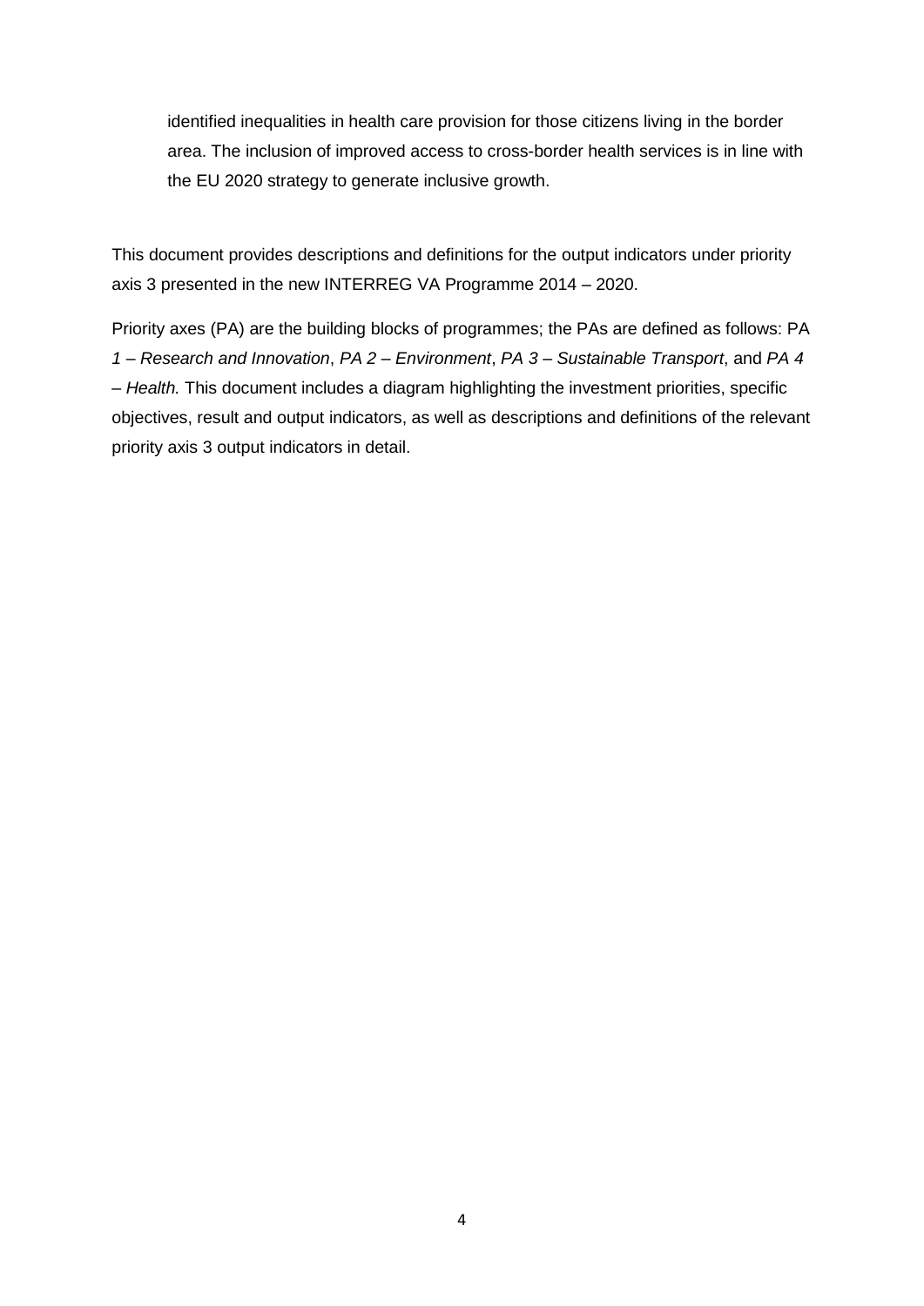identified inequalities in health care provision for those citizens living in the border area. The inclusion of improved access to cross-border health services is in line with the EU 2020 strategy to generate inclusive growth.

This document provides descriptions and definitions for the output indicators under priority axis 3 presented in the new INTERREG VA Programme 2014 – 2020.

Priority axes (PA) are the building blocks of programmes; the PAs are defined as follows: PA *1 – Research and Innovation*, *PA 2 – Environment*, *PA 3 – Sustainable Transport*, and *PA 4 – Health.* This document includes a diagram highlighting the investment priorities, specific objectives, result and output indicators, as well as descriptions and definitions of the relevant priority axis 3 output indicators in detail.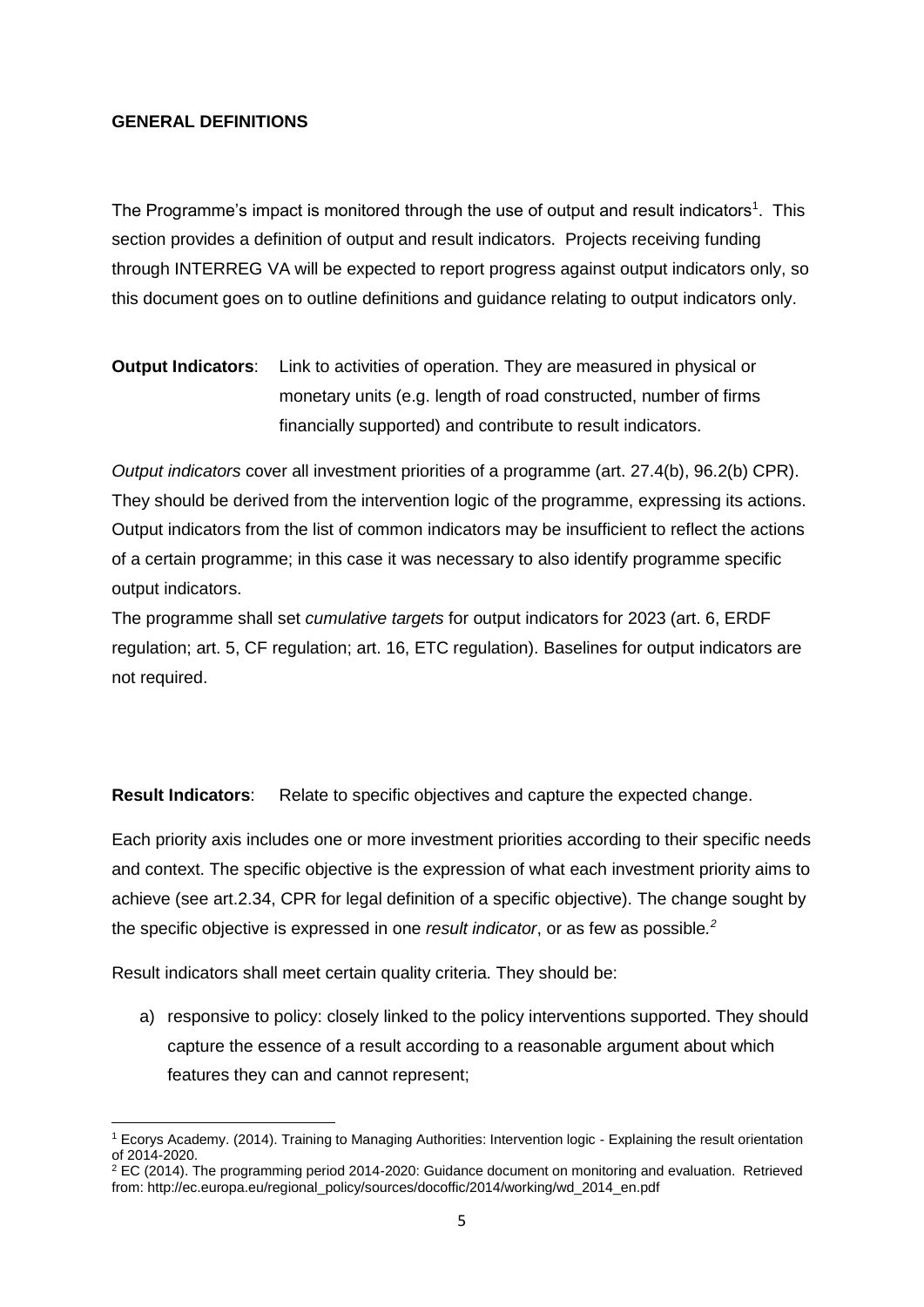## GENERAL DEFINITIONS

The Programme's impact is monitored through the use of output and result indicators[1]. This section provides a definition of output and result indicators. Projects receiving funding through INTERREG VA will be expected to report progress against output indicators only, so this document goes on to outline definitions and guidance relating to output indicators only.

**Output Indicators**: Link to activities of operation. They are measured in physical or monetary units (e.g. length of road constructed, number of firms financially supported) and contribute to result indicators.

*Output indicators* cover all investment priorities of a programme (art. 27.4(b), 96.2(b) CPR). They should be derived from the intervention logic of the programme, expressing its actions. Output indicators from the list of common indicators may be insufficient to reflect the actions of a certain programme; in this case it was necessary to also identify programme specific output indicators.

The programme shall set *cumulative targets* for output indicators for 2023 (art. 6, ERDF regulation; art. 5, CF regulation; art. 16, ETC regulation). Baselines for output indicators are not required.

**Result Indicators**: Relate to specific objectives and capture the expected change.

Each priority axis includes one or more investment priorities according to their specific needs and context. The specific objective is the expression of what each investment priority aims to achieve (see art.2.34, CPR for legal definition of a specific objective). The change sought by the specific objective is expressed in one *result indicator*, or as few as possible.[2]

Result indicators shall meet certain quality criteria. They should be:

a) responsive to policy: closely linked to the policy interventions supported. They should capture the essence of a result according to a reasonable argument about which features they can and cannot represent;

---

[1] Ecorys Academy. (2014). Training to Managing Authorities: Intervention logic - Explaining the result orientation of 2014-2020.

[2] EC (2014). The programming period 2014-2020: Guidance document on monitoring and evaluation. Retrieved from: http://ec.europa.eu/regional_policy/sources/docoffic/2014/working/wd_2014_en.pdf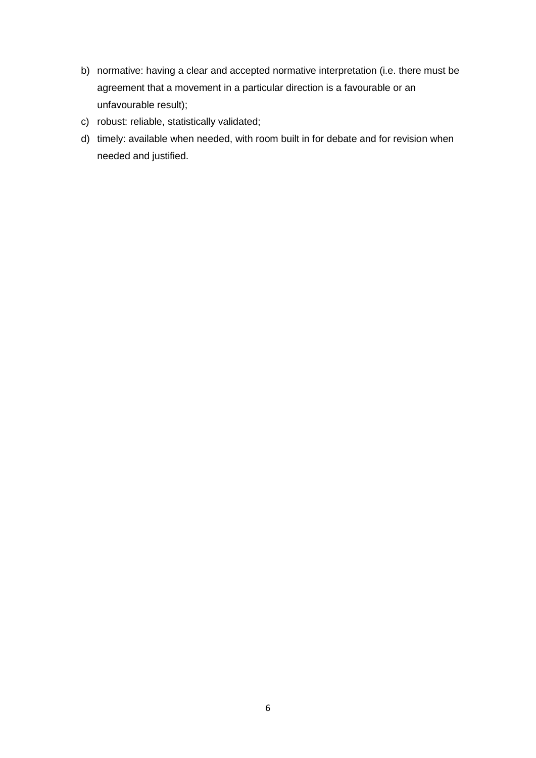b) normative: having a clear and accepted normative interpretation (i.e. there must be agreement that a movement in a particular direction is a favourable or an unfavourable result);
c) robust: reliable, statistically validated;
d) timely: available when needed, with room built in for debate and for revision when needed and justified.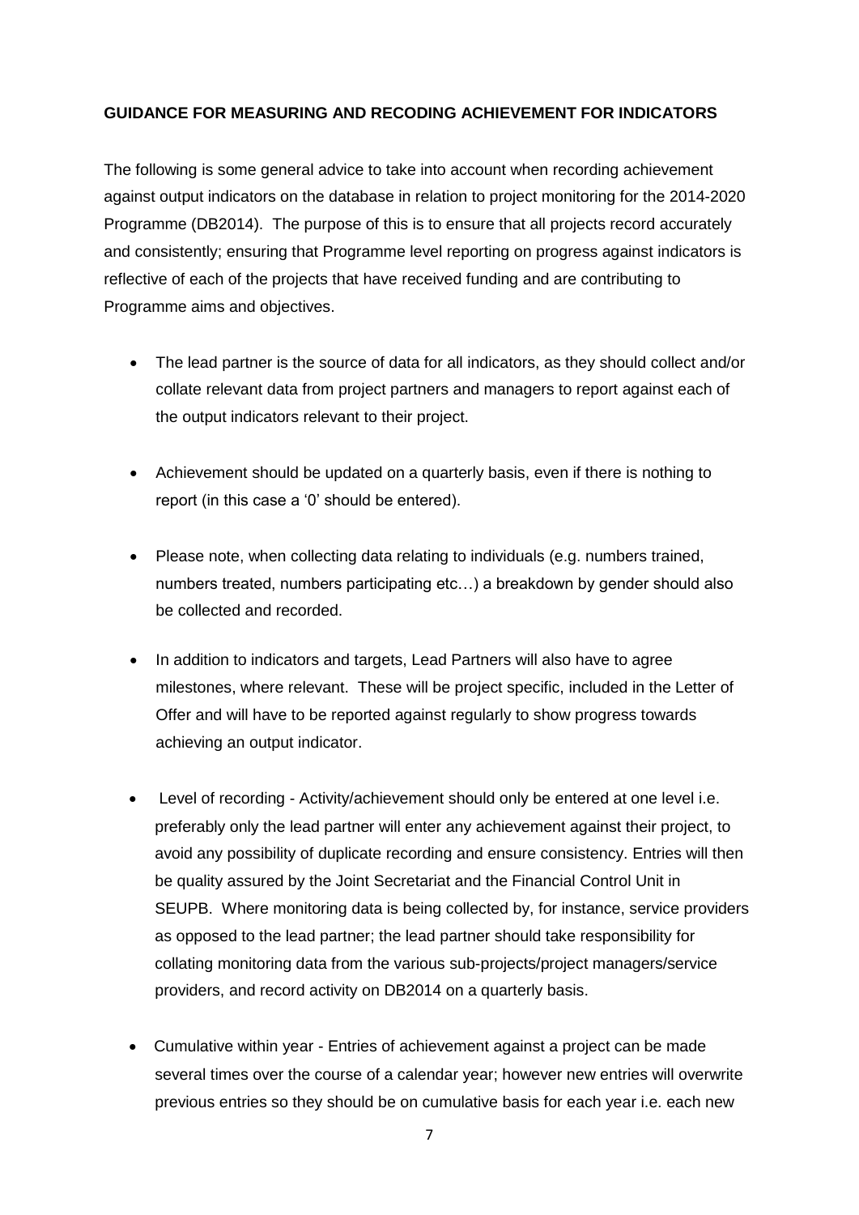**GUIDANCE FOR MEASURING AND RECODING ACHIEVEMENT FOR INDICATORS**

The following is some general advice to take into account when recording achievement against output indicators on the database in relation to project monitoring for the 2014-2020 Programme (DB2014). The purpose of this is to ensure that all projects record accurately and consistently; ensuring that Programme level reporting on progress against indicators is reflective of each of the projects that have received funding and are contributing to Programme aims and objectives.

- The lead partner is the source of data for all indicators, as they should collect and/or collate relevant data from project partners and managers to report against each of the output indicators relevant to their project.

- Achievement should be updated on a quarterly basis, even if there is nothing to report (in this case a '0' should be entered).

- Please note, when collecting data relating to individuals (e.g. numbers trained, numbers treated, numbers participating etc…) a breakdown by gender should also be collected and recorded.

- In addition to indicators and targets, Lead Partners will also have to agree milestones, where relevant. These will be project specific, included in the Letter of Offer and will have to be reported against regularly to show progress towards achieving an output indicator.

- Level of recording - Activity/achievement should only be entered at one level i.e. preferably only the lead partner will enter any achievement against their project, to avoid any possibility of duplicate recording and ensure consistency. Entries will then be quality assured by the Joint Secretariat and the Financial Control Unit in SEUPB. Where monitoring data is being collected by, for instance, service providers as opposed to the lead partner; the lead partner should take responsibility for collating monitoring data from the various sub-projects/project managers/service providers, and record activity on DB2014 on a quarterly basis.

- Cumulative within year - Entries of achievement against a project can be made several times over the course of a calendar year; however new entries will overwrite previous entries so they should be on cumulative basis for each year i.e. each new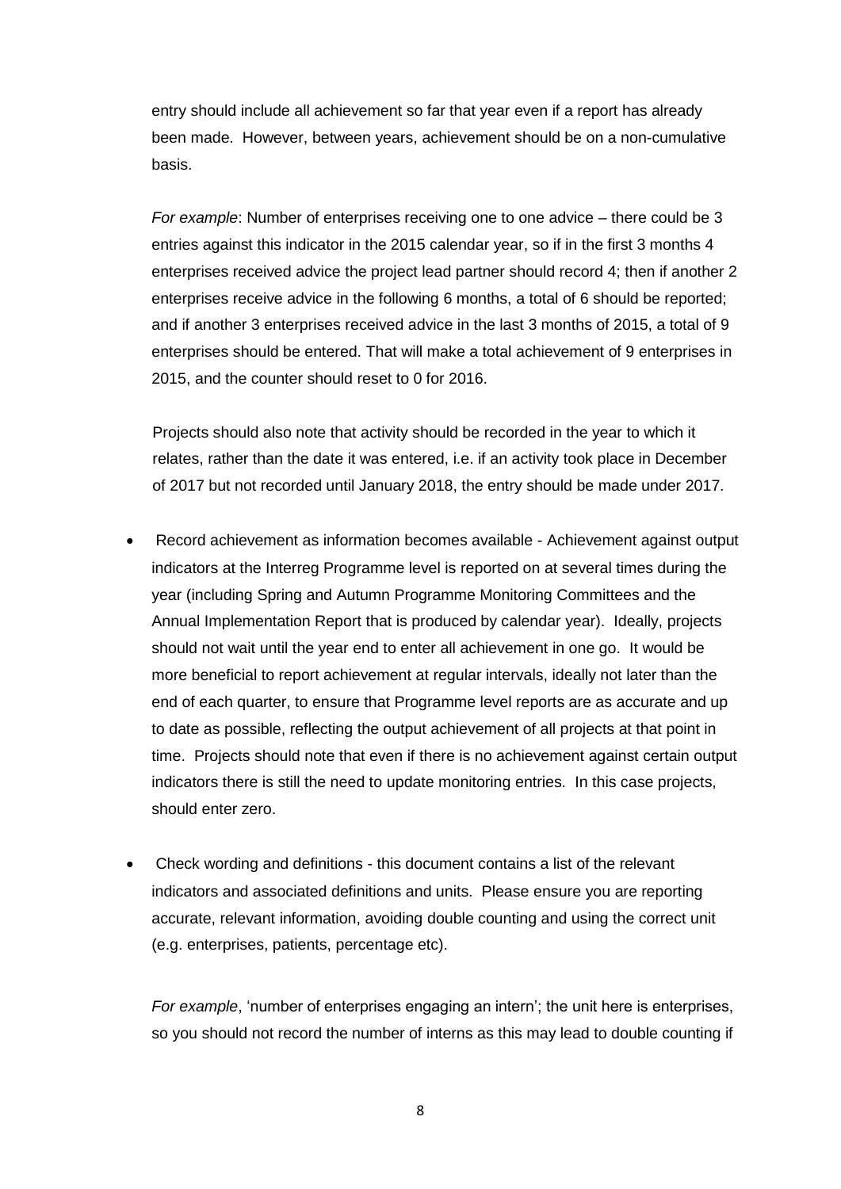entry should include all achievement so far that year even if a report has already been made. However, between years, achievement should be on a non-cumulative basis.

*For example*: Number of enterprises receiving one to one advice – there could be 3 entries against this indicator in the 2015 calendar year, so if in the first 3 months 4 enterprises received advice the project lead partner should record 4; then if another 2 enterprises receive advice in the following 6 months, a total of 6 should be reported; and if another 3 enterprises received advice in the last 3 months of 2015, a total of 9 enterprises should be entered. That will make a total achievement of 9 enterprises in 2015, and the counter should reset to 0 for 2016.

Projects should also note that activity should be recorded in the year to which it relates, rather than the date it was entered, i.e. if an activity took place in December of 2017 but not recorded until January 2018, the entry should be made under 2017.

- Record achievement as information becomes available - Achievement against output indicators at the Interreg Programme level is reported on at several times during the year (including Spring and Autumn Programme Monitoring Committees and the Annual Implementation Report that is produced by calendar year). Ideally, projects should not wait until the year end to enter all achievement in one go. It would be more beneficial to report achievement at regular intervals, ideally not later than the end of each quarter, to ensure that Programme level reports are as accurate and up to date as possible, reflecting the output achievement of all projects at that point in time. Projects should note that even if there is no achievement against certain output indicators there is still the need to update monitoring entries. In this case projects, should enter zero.

- Check wording and definitions - this document contains a list of the relevant indicators and associated definitions and units. Please ensure you are reporting accurate, relevant information, avoiding double counting and using the correct unit (e.g. enterprises, patients, percentage etc).

  *For example*, 'number of enterprises engaging an intern'; the unit here is enterprises, so you should not record the number of interns as this may lead to double counting if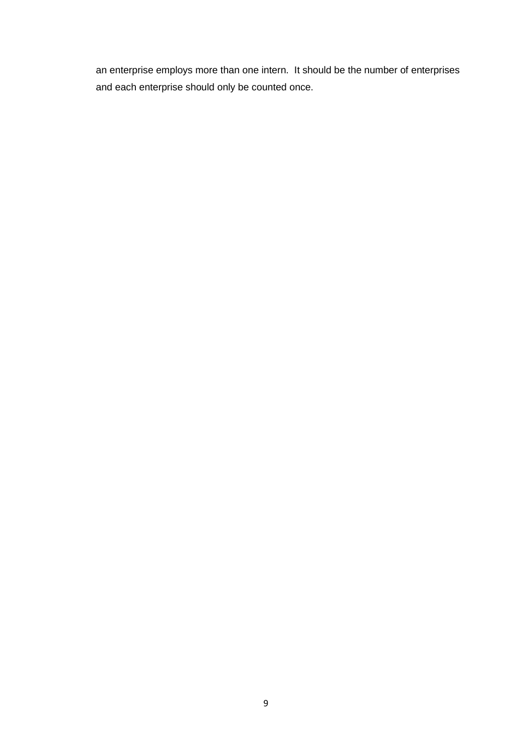an enterprise employs more than one intern.  It should be the number of enterprises and each enterprise should only be counted once.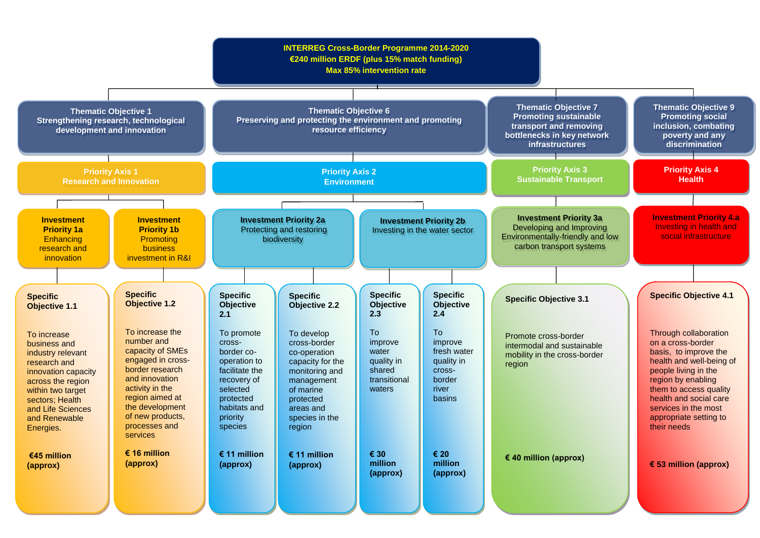# INTERREG Cross-Border Programme 2014-2020

**€240 million ERDF (plus 15% match funding)**

**Max 85% intervention rate**

## Thematic Objective 1 – Strengthening research, technological development and innovation

### Priority Axis 1 – Research and Innovation

#### Investment Priority 1a – Enhancing research and innovation

**Specific Objective 1.1**

To increase business and industry relevant research and innovation capacity across the region within two target sectors; Health and Life Sciences and Renewable Energies.

**€45 million (approx)**

#### Investment Priority 1b – Promoting business investment in R&I

**Specific Objective 1.2**

To increase the number and capacity of SMEs engaged in cross-border research and innovation activity in the region aimed at the development of new products, processes and services

**€ 16 million (approx)**

## Thematic Objective 6 – Preserving and protecting the environment and promoting resource efficiency

### Priority Axis 2 – Environment

#### Investment Priority 2a – Protecting and restoring biodiversity

**Specific Objective 2.1**

To promote cross-border co-operation to facilitate the recovery of selected protected habitats and priority species

**€ 11 million (approx)**

**Specific Objective 2.2**

To develop cross-border co-operation capacity for the monitoring and management of marine protected areas and species in the region

**€ 11 million (approx)**

#### Investment Priority 2b – Investing in the water sector

**Specific Objective 2.3**

To improve water quality in shared transitional waters

**€ 30 million (approx)**

**Specific Objective 2.4**

To improve fresh water quality in cross-border river basins

**€ 20 million (approx)**

## Thematic Objective 7 – Promoting sustainable transport and removing bottlenecks in key network infrastructures

### Priority Axis 3 – Sustainable Transport

#### Investment Priority 3a – Developing and Improving Environmentally-friendly and low carbon transport systems

**Specific Objective 3.1**

Promote cross-border intermodal and sustainable mobility in the cross-border region

**€ 40 million (approx)**

## Thematic Objective 9 – Promoting social inclusion, combating poverty and any discrimination

### Priority Axis 4 – Health

#### Investment Priority 4.a – Investing in health and social infrastructure

**Specific Objective 4.1**

Through collaboration on a cross-border basis, to improve the health and well-being of people living in the region by enabling them to access quality health and social care services in the most appropriate setting to their needs

**€ 53 million (approx)**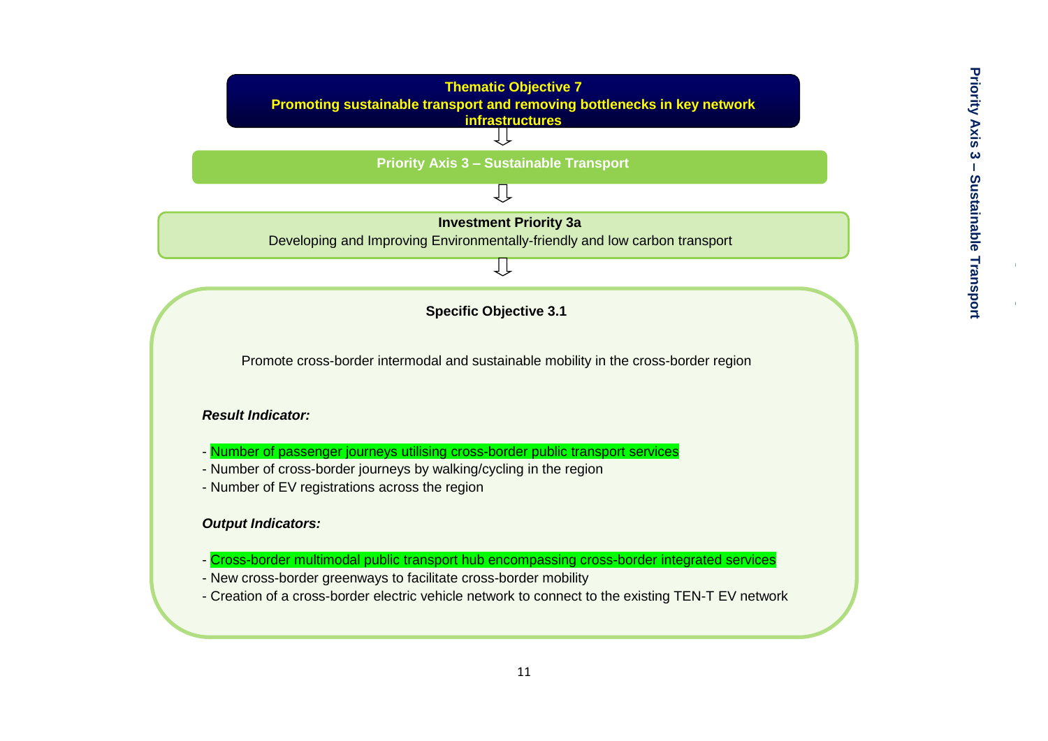**Thematic Objective 7**
**Promoting sustainable transport and removing bottlenecks in key network infrastructures**

⇩

**Priority Axis 3 – Sustainable Transport**

⇩

**Investment Priority 3a**
Developing and Improving Environmentally-friendly and low carbon transport

⇩

**Specific Objective 3.1**

Promote cross-border intermodal and sustainable mobility in the cross-border region

***Result Indicator:***

- Number of passenger journeys utilising cross-border public transport services
- Number of cross-border journeys by walking/cycling in the region
- Number of EV registrations across the region

***Output Indicators:***

- Cross-border multimodal public transport hub encompassing cross-border integrated services
- New cross-border greenways to facilitate cross-border mobility
- Creation of a cross-border electric vehicle network to connect to the existing TEN-T EV network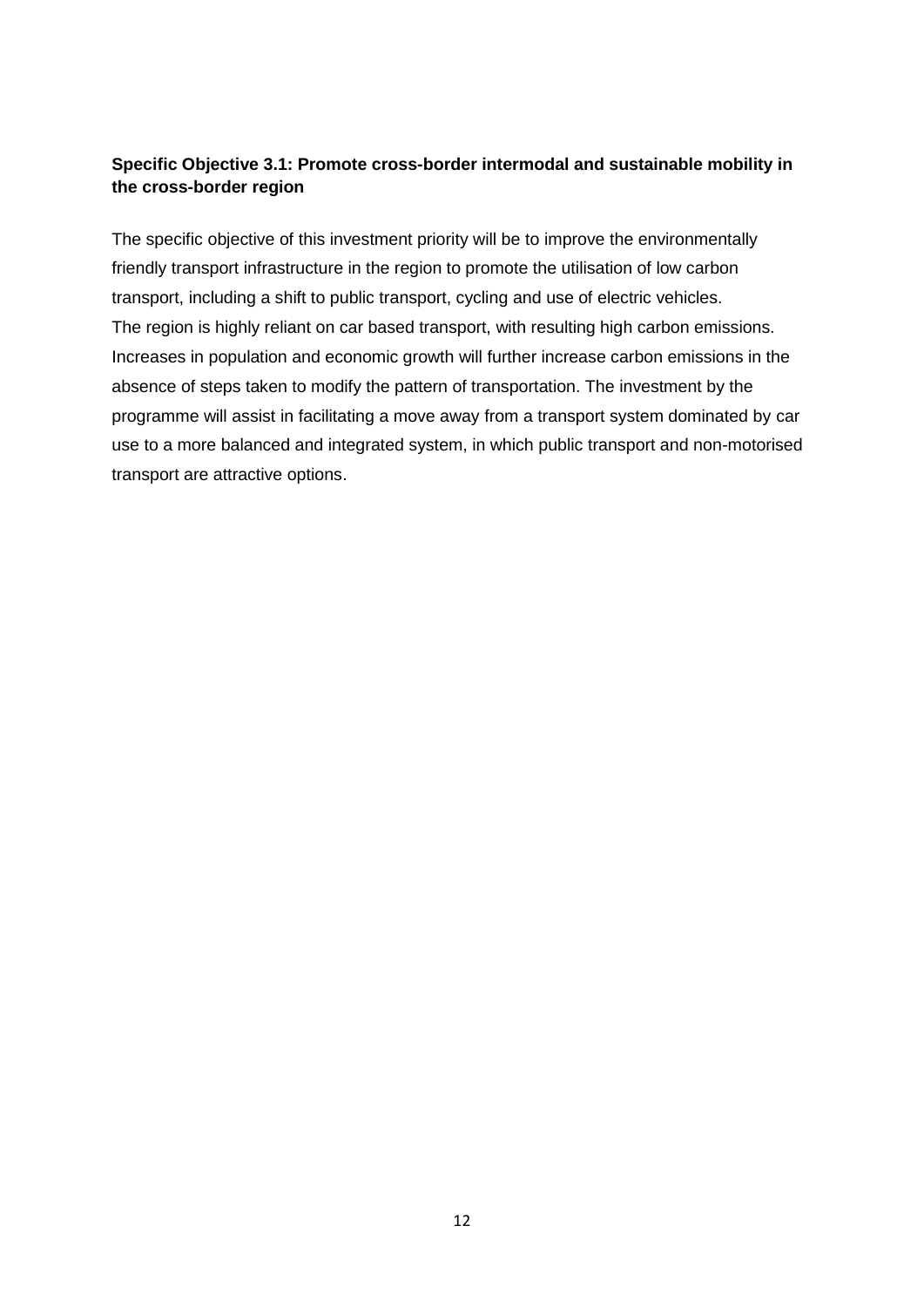**Specific Objective 3.1: Promote cross-border intermodal and sustainable mobility in the cross-border region**

The specific objective of this investment priority will be to improve the environmentally friendly transport infrastructure in the region to promote the utilisation of low carbon transport, including a shift to public transport, cycling and use of electric vehicles.
The region is highly reliant on car based transport, with resulting high carbon emissions. Increases in population and economic growth will further increase carbon emissions in the absence of steps taken to modify the pattern of transportation. The investment by the programme will assist in facilitating a move away from a transport system dominated by car use to a more balanced and integrated system, in which public transport and non-motorised transport are attractive options.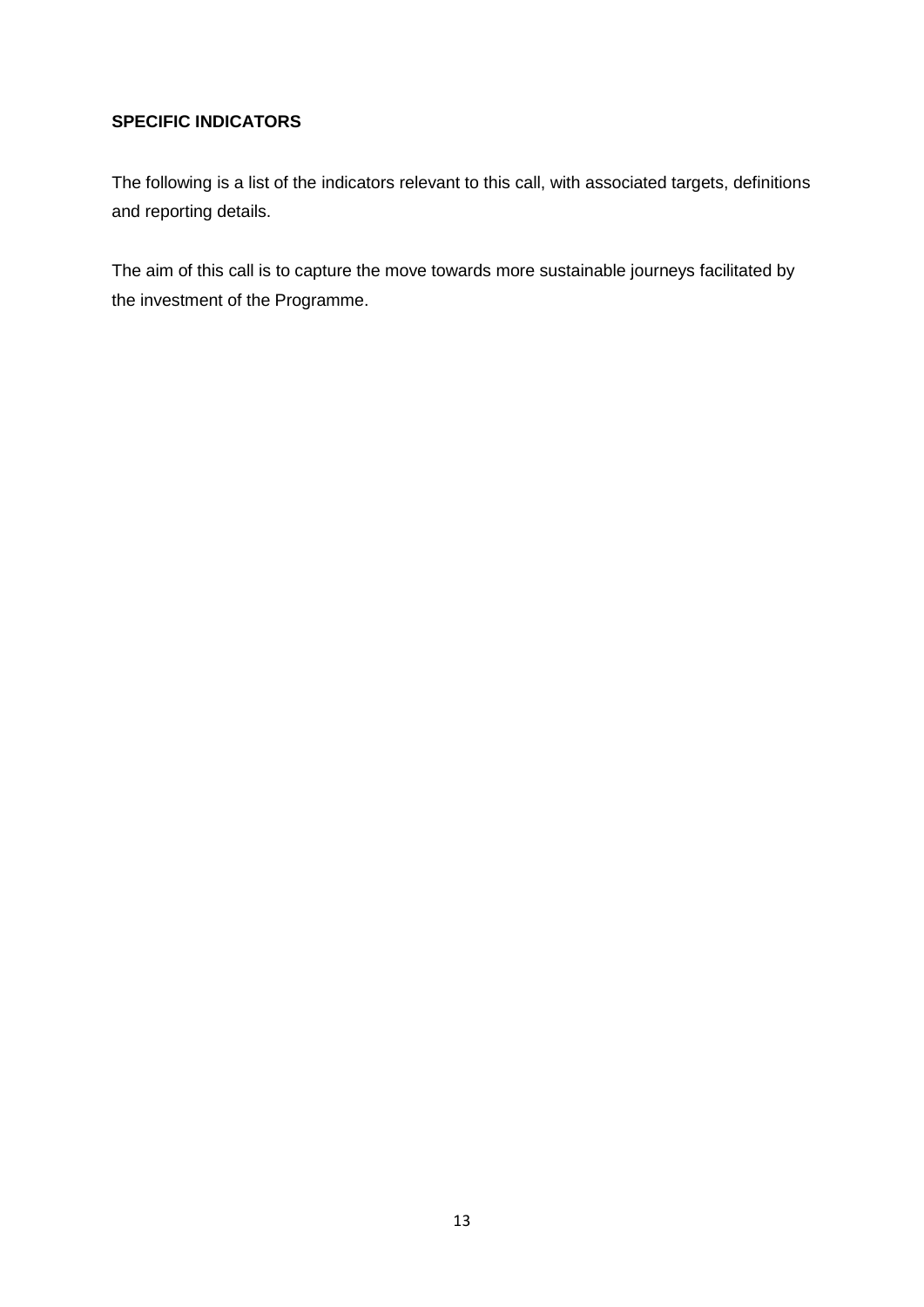**SPECIFIC INDICATORS**

The following is a list of the indicators relevant to this call, with associated targets, definitions and reporting details.

The aim of this call is to capture the move towards more sustainable journeys facilitated by the investment of the Programme.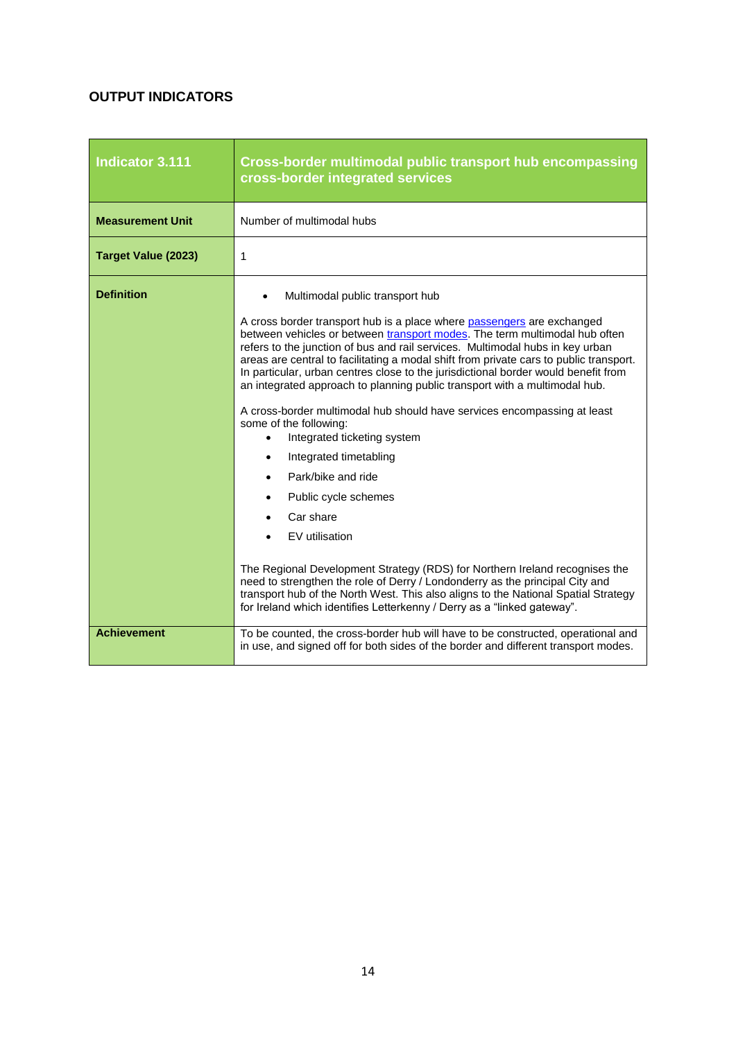## OUTPUT INDICATORS

| Indicator 3.111 | Cross-border multimodal public transport hub encompassing cross-border integrated services |
|---|---|
| **Measurement Unit** | Number of multimodal hubs |
| **Target Value (2023)** | 1 |
| **Definition** | • Multimodal public transport hub<br><br>A cross border transport hub is a place where passengers are exchanged between vehicles or between transport modes. The term multimodal hub often refers to the junction of bus and rail services. Multimodal hubs in key urban areas are central to facilitating a modal shift from private cars to public transport. In particular, urban centres close to the jurisdictional border would benefit from an integrated approach to planning public transport with a multimodal hub.<br><br>A cross-border multimodal hub should have services encompassing at least some of the following:<br>• Integrated ticketing system<br>• Integrated timetabling<br>• Park/bike and ride<br>• Public cycle schemes<br>• Car share<br>• EV utilisation<br><br>The Regional Development Strategy (RDS) for Northern Ireland recognises the need to strengthen the role of Derry / Londonderry as the principal City and transport hub of the North West. This also aligns to the National Spatial Strategy for Ireland which identifies Letterkenny / Derry as a “linked gateway”. |
| **Achievement** | To be counted, the cross-border hub will have to be constructed, operational and in use, and signed off for both sides of the border and different transport modes. |